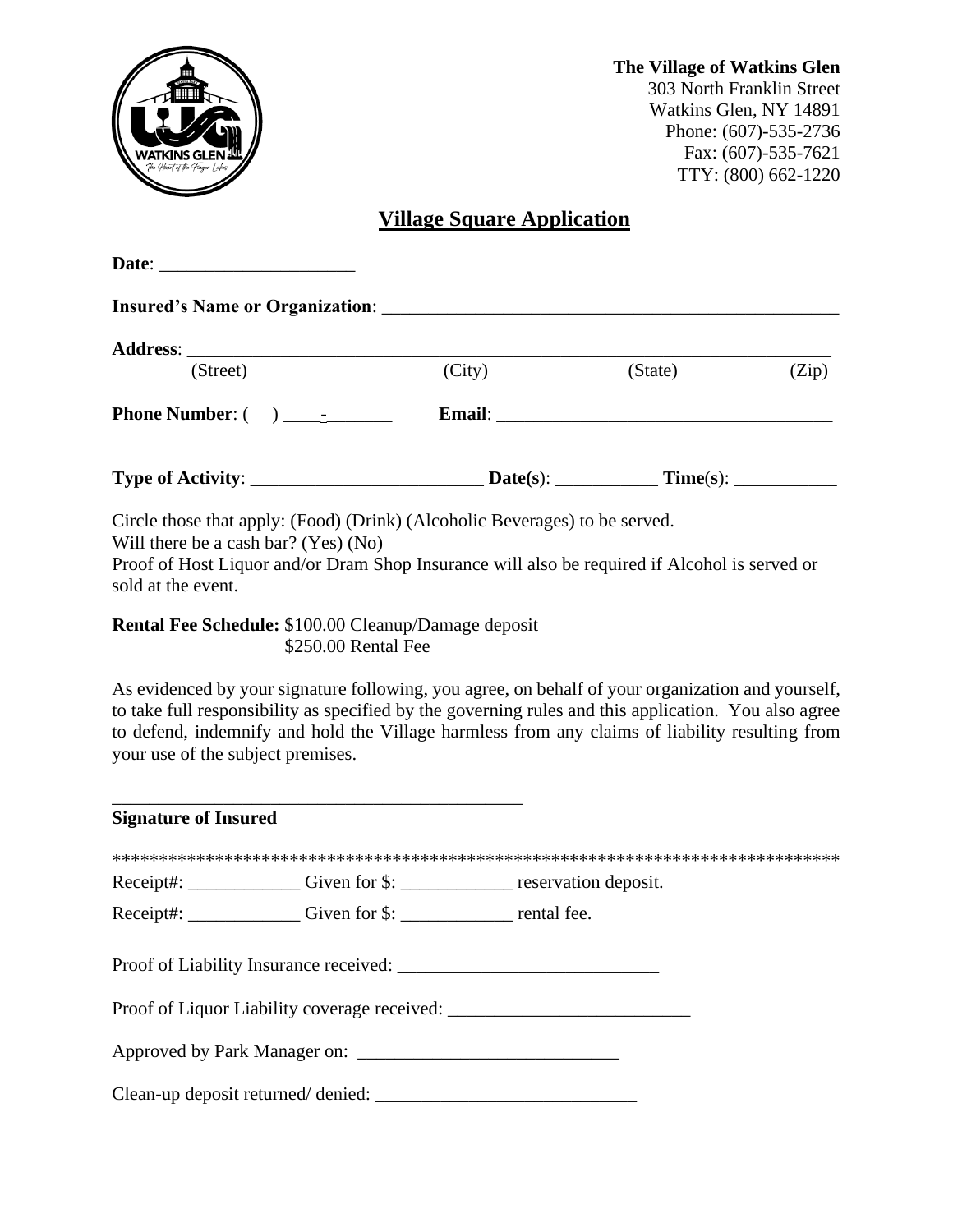**The Village of Watkins Glen**
303 North Franklin Street
Watkins Glen, NY 14891
Phone: (607)-535-2736
Fax: (607)-535-7621
TTY: (800) 662-1220

# Village Square Application

**Date**: _____________________

**Insured's Name or Organization**: ___________________________________________________

**Address**: ______________________________________________________________
(Street) (City) (State) (Zip)

**Phone Number**: ( ) ____-_______ **Email**: ___________________________________

**Type of Activity**: _________________________ **Date(s)**: ___________ **Time(s)**: ___________

Circle those that apply: (Food) (Drink) (Alcoholic Beverages) to be served.
Will there be a cash bar? (Yes) (No)
Proof of Host Liquor and/or Dram Shop Insurance will also be required if Alcohol is served or sold at the event.

**Rental Fee Schedule:** $100.00 Cleanup/Damage deposit
$250.00 Rental Fee

As evidenced by your signature following, you agree, on behalf of your organization and yourself, to take full responsibility as specified by the governing rules and this application. You also agree to defend, indemnify and hold the Village harmless from any claims of liability resulting from your use of the subject premises.

_____________________________________________
**Signature of Insured**

********************************************************************************

Receipt#: ____________ Given for $: ____________ reservation deposit.

Receipt#: ____________ Given for $: ____________ rental fee.

Proof of Liability Insurance received: ____________________________

Proof of Liquor Liability coverage received: __________________________

Approved by Park Manager on: ____________________________

Clean-up deposit returned/ denied: ____________________________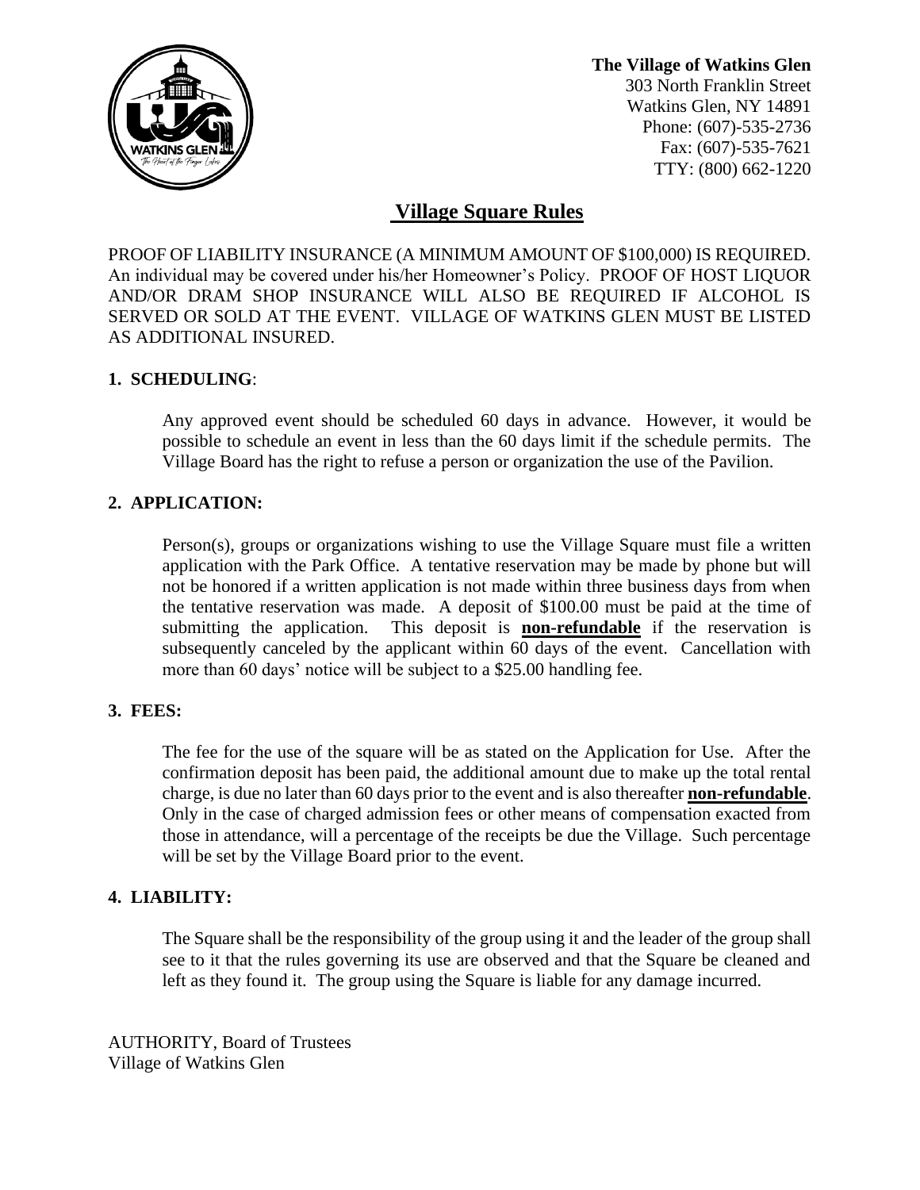**The Village of Watkins Glen**
303 North Franklin Street
Watkins Glen, NY 14891
Phone: (607)-535-2736
Fax: (607)-535-7621
TTY: (800) 662-1220

# Village Square Rules

PROOF OF LIABILITY INSURANCE (A MINIMUM AMOUNT OF $100,000) IS REQUIRED. An individual may be covered under his/her Homeowner's Policy. PROOF OF HOST LIQUOR AND/OR DRAM SHOP INSURANCE WILL ALSO BE REQUIRED IF ALCOHOL IS SERVED OR SOLD AT THE EVENT. VILLAGE OF WATKINS GLEN MUST BE LISTED AS ADDITIONAL INSURED.

## 1. SCHEDULING:

Any approved event should be scheduled 60 days in advance. However, it would be possible to schedule an event in less than the 60 days limit if the schedule permits. The Village Board has the right to refuse a person or organization the use of the Pavilion.

## 2. APPLICATION:

Person(s), groups or organizations wishing to use the Village Square must file a written application with the Park Office. A tentative reservation may be made by phone but will not be honored if a written application is not made within three business days from when the tentative reservation was made. A deposit of $100.00 must be paid at the time of submitting the application. This deposit is **non-refundable** if the reservation is subsequently canceled by the applicant within 60 days of the event. Cancellation with more than 60 days' notice will be subject to a $25.00 handling fee.

## 3. FEES:

The fee for the use of the square will be as stated on the Application for Use. After the confirmation deposit has been paid, the additional amount due to make up the total rental charge, is due no later than 60 days prior to the event and is also thereafter **non-refundable**. Only in the case of charged admission fees or other means of compensation exacted from those in attendance, will a percentage of the receipts be due the Village. Such percentage will be set by the Village Board prior to the event.

## 4. LIABILITY:

The Square shall be the responsibility of the group using it and the leader of the group shall see to it that the rules governing its use are observed and that the Square be cleaned and left as they found it. The group using the Square is liable for any damage incurred.

AUTHORITY, Board of Trustees
Village of Watkins Glen